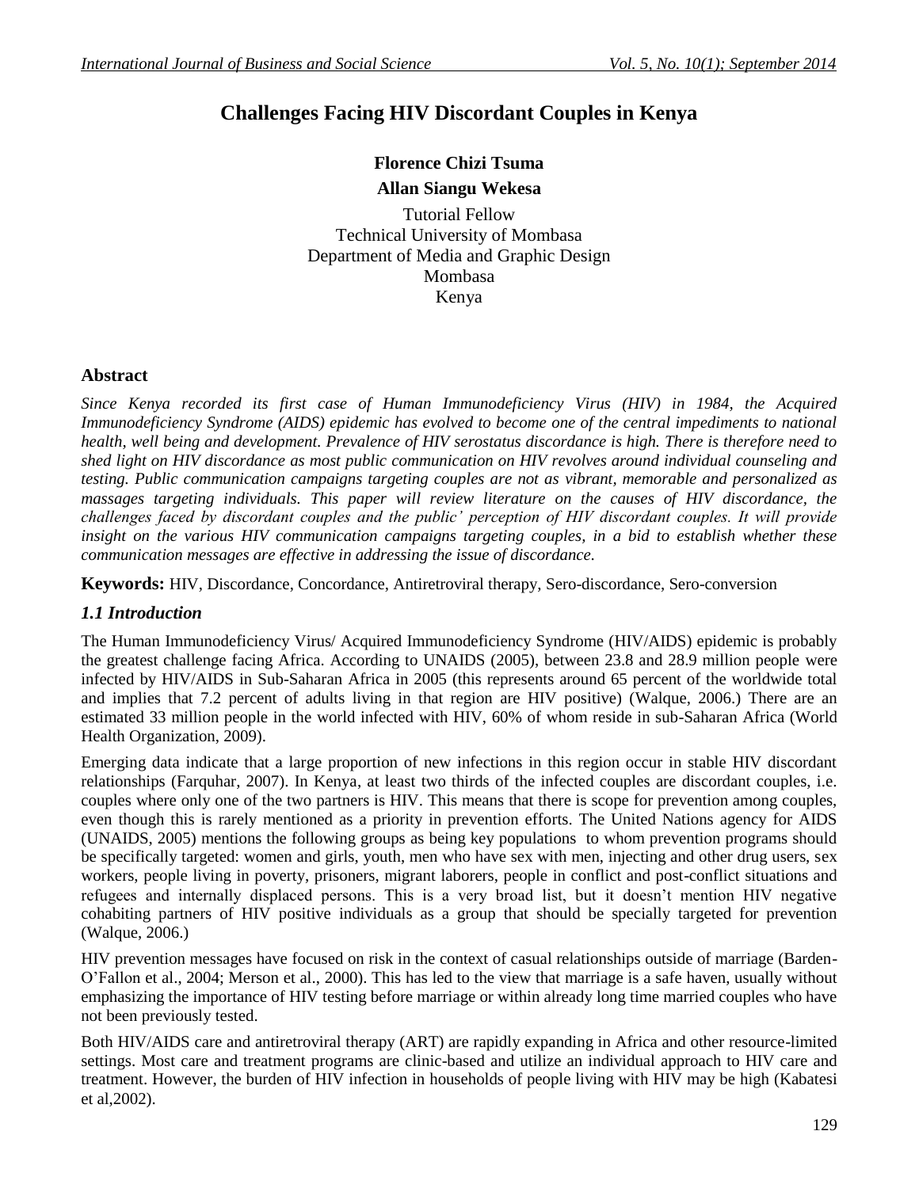# Challenges Facing HIV Discordant Couples in Kenya

**Florence Chizi Tsuma**

**Allan Siangu Wekesa**

Tutorial Fellow
Technical University of Mombasa
Department of Media and Graphic Design
Mombasa
Kenya

## Abstract

*Since Kenya recorded its first case of Human Immunodeficiency Virus (HIV) in 1984, the Acquired Immunodeficiency Syndrome (AIDS) epidemic has evolved to become one of the central impediments to national health, well being and development. Prevalence of HIV serostatus discordance is high. There is therefore need to shed light on HIV discordance as most public communication on HIV revolves around individual counseling and testing. Public communication campaigns targeting couples are not as vibrant, memorable and personalized as massages targeting individuals. This paper will review literature on the causes of HIV discordance, the challenges faced by discordant couples and the public' perception of HIV discordant couples. It will provide insight on the various HIV communication campaigns targeting couples, in a bid to establish whether these communication messages are effective in addressing the issue of discordance.*

**Keywords:** HIV, Discordance, Concordance, Antiretroviral therapy, Sero-discordance, Sero-conversion

## *1.1 Introduction*

The Human Immunodeficiency Virus/ Acquired Immunodeficiency Syndrome (HIV/AIDS) epidemic is probably the greatest challenge facing Africa. According to UNAIDS (2005), between 23.8 and 28.9 million people were infected by HIV/AIDS in Sub-Saharan Africa in 2005 (this represents around 65 percent of the worldwide total and implies that 7.2 percent of adults living in that region are HIV positive) (Walque, 2006.) There are an estimated 33 million people in the world infected with HIV, 60% of whom reside in sub-Saharan Africa (World Health Organization, 2009).

Emerging data indicate that a large proportion of new infections in this region occur in stable HIV discordant relationships (Farquhar, 2007). In Kenya, at least two thirds of the infected couples are discordant couples, i.e. couples where only one of the two partners is HIV. This means that there is scope for prevention among couples, even though this is rarely mentioned as a priority in prevention efforts. The United Nations agency for AIDS (UNAIDS, 2005) mentions the following groups as being key populations to whom prevention programs should be specifically targeted: women and girls, youth, men who have sex with men, injecting and other drug users, sex workers, people living in poverty, prisoners, migrant laborers, people in conflict and post-conflict situations and refugees and internally displaced persons. This is a very broad list, but it doesn't mention HIV negative cohabiting partners of HIV positive individuals as a group that should be specially targeted for prevention (Walque, 2006.)

HIV prevention messages have focused on risk in the context of casual relationships outside of marriage (Barden-O'Fallon et al., 2004; Merson et al., 2000). This has led to the view that marriage is a safe haven, usually without emphasizing the importance of HIV testing before marriage or within already long time married couples who have not been previously tested.

Both HIV/AIDS care and antiretroviral therapy (ART) are rapidly expanding in Africa and other resource-limited settings. Most care and treatment programs are clinic-based and utilize an individual approach to HIV care and treatment. However, the burden of HIV infection in households of people living with HIV may be high (Kabatesi et al,2002).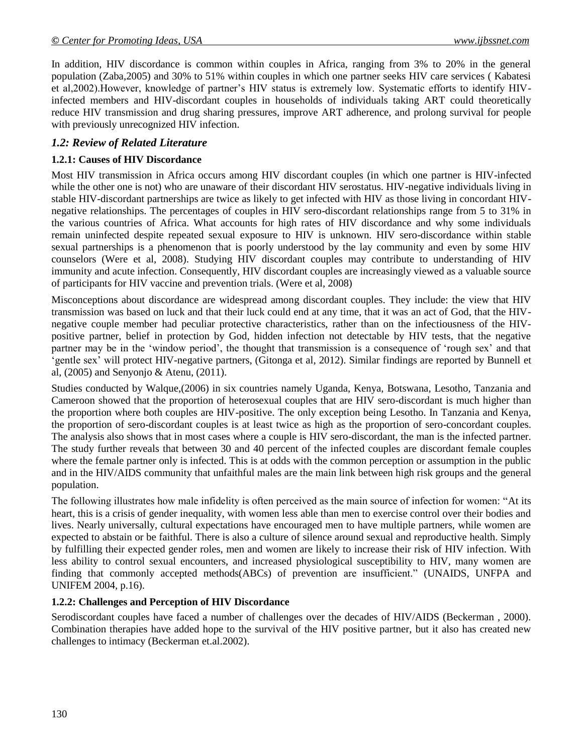In addition, HIV discordance is common within couples in Africa, ranging from 3% to 20% in the general population (Zaba,2005) and 30% to 51% within couples in which one partner seeks HIV care services ( Kabatesi et al,2002).However, knowledge of partner's HIV status is extremely low. Systematic efforts to identify HIV-infected members and HIV-discordant couples in households of individuals taking ART could theoretically reduce HIV transmission and drug sharing pressures, improve ART adherence, and prolong survival for people with previously unrecognized HIV infection.

## *1.2: Review of Related Literature*

### 1.2.1: Causes of HIV Discordance

Most HIV transmission in Africa occurs among HIV discordant couples (in which one partner is HIV-infected while the other one is not) who are unaware of their discordant HIV serostatus. HIV-negative individuals living in stable HIV-discordant partnerships are twice as likely to get infected with HIV as those living in concordant HIV-negative relationships. The percentages of couples in HIV sero-discordant relationships range from 5 to 31% in the various countries of Africa. What accounts for high rates of HIV discordance and why some individuals remain uninfected despite repeated sexual exposure to HIV is unknown. HIV sero-discordance within stable sexual partnerships is a phenomenon that is poorly understood by the lay community and even by some HIV counselors (Were et al, 2008). Studying HIV discordant couples may contribute to understanding of HIV immunity and acute infection. Consequently, HIV discordant couples are increasingly viewed as a valuable source of participants for HIV vaccine and prevention trials. (Were et al, 2008)

Misconceptions about discordance are widespread among discordant couples. They include: the view that HIV transmission was based on luck and that their luck could end at any time, that it was an act of God, that the HIV-negative couple member had peculiar protective characteristics, rather than on the infectiousness of the HIV-positive partner, belief in protection by God, hidden infection not detectable by HIV tests, that the negative partner may be in the 'window period', the thought that transmission is a consequence of 'rough sex' and that 'gentle sex' will protect HIV-negative partners, (Gitonga et al, 2012). Similar findings are reported by Bunnell et al, (2005) and Senyonjo & Atenu, (2011).

Studies conducted by Walque,(2006) in six countries namely Uganda, Kenya, Botswana, Lesotho, Tanzania and Cameroon showed that the proportion of heterosexual couples that are HIV sero-discordant is much higher than the proportion where both couples are HIV-positive. The only exception being Lesotho. In Tanzania and Kenya, the proportion of sero-discordant couples is at least twice as high as the proportion of sero-concordant couples. The analysis also shows that in most cases where a couple is HIV sero-discordant, the man is the infected partner. The study further reveals that between 30 and 40 percent of the infected couples are discordant female couples where the female partner only is infected. This is at odds with the common perception or assumption in the public and in the HIV/AIDS community that unfaithful males are the main link between high risk groups and the general population.

The following illustrates how male infidelity is often perceived as the main source of infection for women: "At its heart, this is a crisis of gender inequality, with women less able than men to exercise control over their bodies and lives. Nearly universally, cultural expectations have encouraged men to have multiple partners, while women are expected to abstain or be faithful. There is also a culture of silence around sexual and reproductive health. Simply by fulfilling their expected gender roles, men and women are likely to increase their risk of HIV infection. With less ability to control sexual encounters, and increased physiological susceptibility to HIV, many women are finding that commonly accepted methods(ABCs) of prevention are insufficient." (UNAIDS, UNFPA and UNIFEM 2004, p.16).

### 1.2.2: Challenges and Perception of HIV Discordance

Serodiscordant couples have faced a number of challenges over the decades of HIV/AIDS (Beckerman , 2000). Combination therapies have added hope to the survival of the HIV positive partner, but it also has created new challenges to intimacy (Beckerman et.al.2002).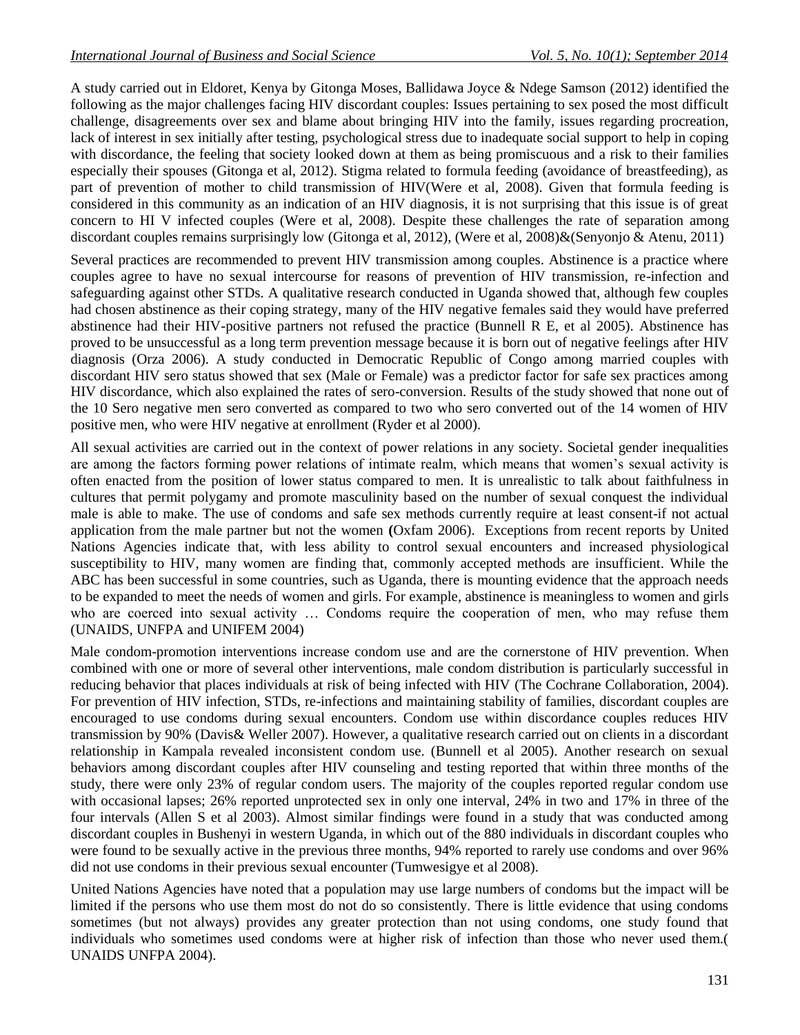A study carried out in Eldoret, Kenya by Gitonga Moses, Ballidawa Joyce & Ndege Samson (2012) identified the following as the major challenges facing HIV discordant couples: Issues pertaining to sex posed the most difficult challenge, disagreements over sex and blame about bringing HIV into the family, issues regarding procreation, lack of interest in sex initially after testing, psychological stress due to inadequate social support to help in coping with discordance, the feeling that society looked down at them as being promiscuous and a risk to their families especially their spouses (Gitonga et al, 2012). Stigma related to formula feeding (avoidance of breastfeeding), as part of prevention of mother to child transmission of HIV(Were et al, 2008). Given that formula feeding is considered in this community as an indication of an HIV diagnosis, it is not surprising that this issue is of great concern to HI V infected couples (Were et al, 2008). Despite these challenges the rate of separation among discordant couples remains surprisingly low (Gitonga et al, 2012), (Were et al, 2008)&(Senyonjo & Atenu, 2011)

Several practices are recommended to prevent HIV transmission among couples. Abstinence is a practice where couples agree to have no sexual intercourse for reasons of prevention of HIV transmission, re-infection and safeguarding against other STDs. A qualitative research conducted in Uganda showed that, although few couples had chosen abstinence as their coping strategy, many of the HIV negative females said they would have preferred abstinence had their HIV-positive partners not refused the practice (Bunnell R E, et al 2005). Abstinence has proved to be unsuccessful as a long term prevention message because it is born out of negative feelings after HIV diagnosis (Orza 2006). A study conducted in Democratic Republic of Congo among married couples with discordant HIV sero status showed that sex (Male or Female) was a predictor factor for safe sex practices among HIV discordance, which also explained the rates of sero-conversion. Results of the study showed that none out of the 10 Sero negative men sero converted as compared to two who sero converted out of the 14 women of HIV positive men, who were HIV negative at enrollment (Ryder et al 2000).

All sexual activities are carried out in the context of power relations in any society. Societal gender inequalities are among the factors forming power relations of intimate realm, which means that women's sexual activity is often enacted from the position of lower status compared to men. It is unrealistic to talk about faithfulness in cultures that permit polygamy and promote masculinity based on the number of sexual conquest the individual male is able to make. The use of condoms and safe sex methods currently require at least consent-if not actual application from the male partner but not the women **(**Oxfam 2006). Exceptions from recent reports by United Nations Agencies indicate that, with less ability to control sexual encounters and increased physiological susceptibility to HIV, many women are finding that, commonly accepted methods are insufficient. While the ABC has been successful in some countries, such as Uganda, there is mounting evidence that the approach needs to be expanded to meet the needs of women and girls. For example, abstinence is meaningless to women and girls who are coerced into sexual activity … Condoms require the cooperation of men, who may refuse them (UNAIDS, UNFPA and UNIFEM 2004)

Male condom-promotion interventions increase condom use and are the cornerstone of HIV prevention. When combined with one or more of several other interventions, male condom distribution is particularly successful in reducing behavior that places individuals at risk of being infected with HIV (The Cochrane Collaboration, 2004). For prevention of HIV infection, STDs, re-infections and maintaining stability of families, discordant couples are encouraged to use condoms during sexual encounters. Condom use within discordance couples reduces HIV transmission by 90% (Davis& Weller 2007). However, a qualitative research carried out on clients in a discordant relationship in Kampala revealed inconsistent condom use. (Bunnell et al 2005). Another research on sexual behaviors among discordant couples after HIV counseling and testing reported that within three months of the study, there were only 23% of regular condom users. The majority of the couples reported regular condom use with occasional lapses; 26% reported unprotected sex in only one interval, 24% in two and 17% in three of the four intervals (Allen S et al 2003). Almost similar findings were found in a study that was conducted among discordant couples in Bushenyi in western Uganda, in which out of the 880 individuals in discordant couples who were found to be sexually active in the previous three months, 94% reported to rarely use condoms and over 96% did not use condoms in their previous sexual encounter (Tumwesigye et al 2008).

United Nations Agencies have noted that a population may use large numbers of condoms but the impact will be limited if the persons who use them most do not do so consistently. There is little evidence that using condoms sometimes (but not always) provides any greater protection than not using condoms, one study found that individuals who sometimes used condoms were at higher risk of infection than those who never used them.( UNAIDS UNFPA 2004).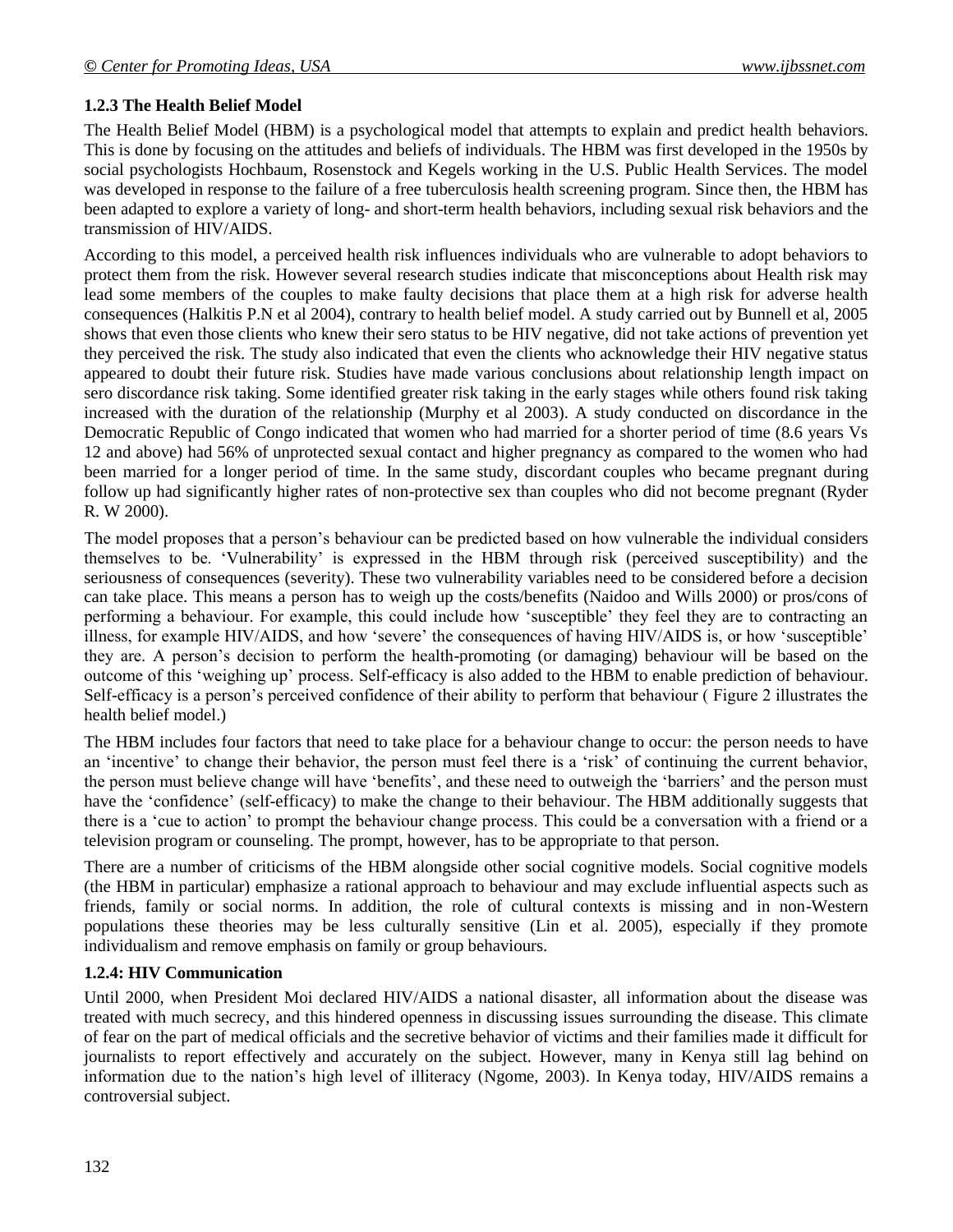### 1.2.3 The Health Belief Model

The Health Belief Model (HBM) is a psychological model that attempts to explain and predict health behaviors. This is done by focusing on the attitudes and beliefs of individuals. The HBM was first developed in the 1950s by social psychologists Hochbaum, Rosenstock and Kegels working in the U.S. Public Health Services. The model was developed in response to the failure of a free tuberculosis health screening program. Since then, the HBM has been adapted to explore a variety of long- and short-term health behaviors, including sexual risk behaviors and the transmission of HIV/AIDS.

According to this model, a perceived health risk influences individuals who are vulnerable to adopt behaviors to protect them from the risk. However several research studies indicate that misconceptions about Health risk may lead some members of the couples to make faulty decisions that place them at a high risk for adverse health consequences (Halkitis P.N et al 2004), contrary to health belief model. A study carried out by Bunnell et al, 2005 shows that even those clients who knew their sero status to be HIV negative, did not take actions of prevention yet they perceived the risk. The study also indicated that even the clients who acknowledge their HIV negative status appeared to doubt their future risk. Studies have made various conclusions about relationship length impact on sero discordance risk taking. Some identified greater risk taking in the early stages while others found risk taking increased with the duration of the relationship (Murphy et al 2003). A study conducted on discordance in the Democratic Republic of Congo indicated that women who had married for a shorter period of time (8.6 years Vs 12 and above) had 56% of unprotected sexual contact and higher pregnancy as compared to the women who had been married for a longer period of time. In the same study, discordant couples who became pregnant during follow up had significantly higher rates of non-protective sex than couples who did not become pregnant (Ryder R. W 2000).

The model proposes that a person's behaviour can be predicted based on how vulnerable the individual considers themselves to be. 'Vulnerability' is expressed in the HBM through risk (perceived susceptibility) and the seriousness of consequences (severity). These two vulnerability variables need to be considered before a decision can take place. This means a person has to weigh up the costs/benefits (Naidoo and Wills 2000) or pros/cons of performing a behaviour. For example, this could include how 'susceptible' they feel they are to contracting an illness, for example HIV/AIDS, and how 'severe' the consequences of having HIV/AIDS is, or how 'susceptible' they are. A person's decision to perform the health-promoting (or damaging) behaviour will be based on the outcome of this 'weighing up' process. Self-efficacy is also added to the HBM to enable prediction of behaviour. Self-efficacy is a person's perceived confidence of their ability to perform that behaviour ( Figure 2 illustrates the health belief model.)

The HBM includes four factors that need to take place for a behaviour change to occur: the person needs to have an 'incentive' to change their behavior, the person must feel there is a 'risk' of continuing the current behavior, the person must believe change will have 'benefits', and these need to outweigh the 'barriers' and the person must have the 'confidence' (self-efficacy) to make the change to their behaviour. The HBM additionally suggests that there is a 'cue to action' to prompt the behaviour change process. This could be a conversation with a friend or a television program or counseling. The prompt, however, has to be appropriate to that person.

There are a number of criticisms of the HBM alongside other social cognitive models. Social cognitive models (the HBM in particular) emphasize a rational approach to behaviour and may exclude influential aspects such as friends, family or social norms. In addition, the role of cultural contexts is missing and in non-Western populations these theories may be less culturally sensitive (Lin et al. 2005), especially if they promote individualism and remove emphasis on family or group behaviours.

### 1.2.4: HIV Communication

Until 2000, when President Moi declared HIV/AIDS a national disaster, all information about the disease was treated with much secrecy, and this hindered openness in discussing issues surrounding the disease. This climate of fear on the part of medical officials and the secretive behavior of victims and their families made it difficult for journalists to report effectively and accurately on the subject. However, many in Kenya still lag behind on information due to the nation's high level of illiteracy (Ngome, 2003). In Kenya today, HIV/AIDS remains a controversial subject.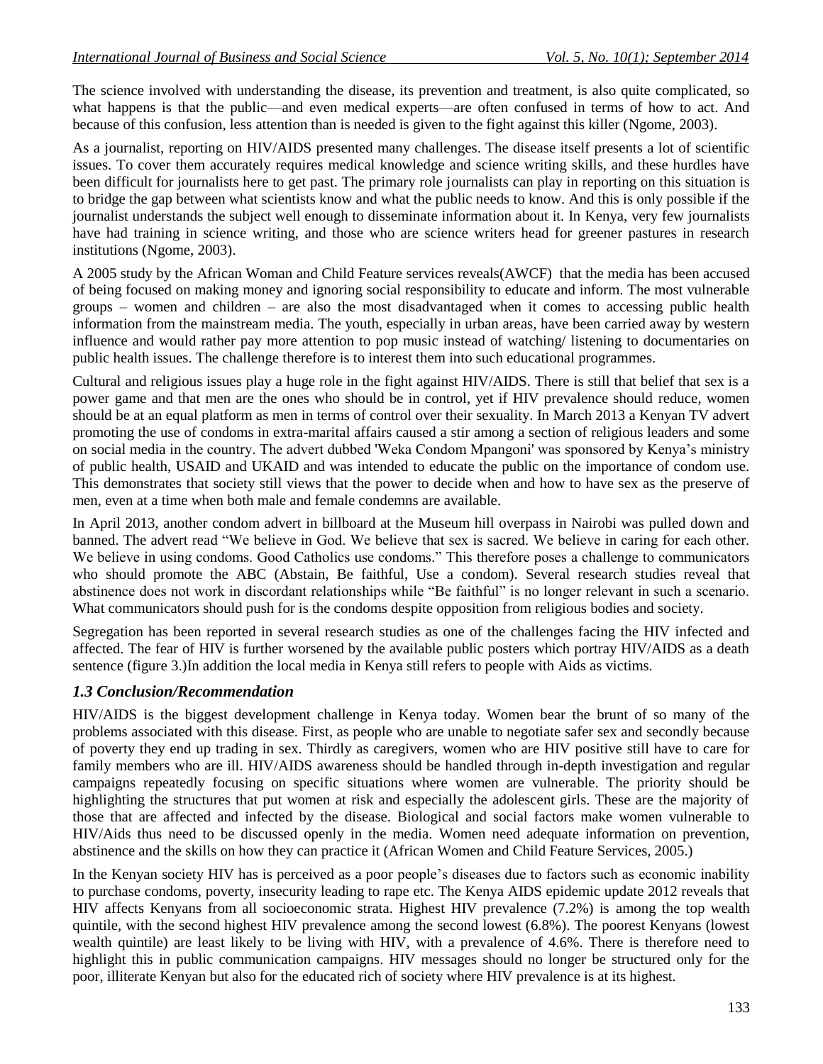The science involved with understanding the disease, its prevention and treatment, is also quite complicated, so what happens is that the public—and even medical experts—are often confused in terms of how to act. And because of this confusion, less attention than is needed is given to the fight against this killer (Ngome, 2003).

As a journalist, reporting on HIV/AIDS presented many challenges. The disease itself presents a lot of scientific issues. To cover them accurately requires medical knowledge and science writing skills, and these hurdles have been difficult for journalists here to get past. The primary role journalists can play in reporting on this situation is to bridge the gap between what scientists know and what the public needs to know. And this is only possible if the journalist understands the subject well enough to disseminate information about it. In Kenya, very few journalists have had training in science writing, and those who are science writers head for greener pastures in research institutions (Ngome, 2003).

A 2005 study by the African Woman and Child Feature services reveals(AWCF) that the media has been accused of being focused on making money and ignoring social responsibility to educate and inform. The most vulnerable groups – women and children – are also the most disadvantaged when it comes to accessing public health information from the mainstream media. The youth, especially in urban areas, have been carried away by western influence and would rather pay more attention to pop music instead of watching/ listening to documentaries on public health issues. The challenge therefore is to interest them into such educational programmes.

Cultural and religious issues play a huge role in the fight against HIV/AIDS. There is still that belief that sex is a power game and that men are the ones who should be in control, yet if HIV prevalence should reduce, women should be at an equal platform as men in terms of control over their sexuality. In March 2013 a Kenyan TV advert promoting the use of condoms in extra-marital affairs caused a stir among a section of religious leaders and some on social media in the country. The advert dubbed 'Weka Condom Mpangoni' was sponsored by Kenya's ministry of public health, USAID and UKAID and was intended to educate the public on the importance of condom use. This demonstrates that society still views that the power to decide when and how to have sex as the preserve of men, even at a time when both male and female condemns are available.

In April 2013, another condom advert in billboard at the Museum hill overpass in Nairobi was pulled down and banned. The advert read "We believe in God. We believe that sex is sacred. We believe in caring for each other. We believe in using condoms. Good Catholics use condoms." This therefore poses a challenge to communicators who should promote the ABC (Abstain, Be faithful, Use a condom). Several research studies reveal that abstinence does not work in discordant relationships while "Be faithful" is no longer relevant in such a scenario. What communicators should push for is the condoms despite opposition from religious bodies and society.

Segregation has been reported in several research studies as one of the challenges facing the HIV infected and affected. The fear of HIV is further worsened by the available public posters which portray HIV/AIDS as a death sentence (figure 3.)In addition the local media in Kenya still refers to people with Aids as victims.

### *1.3 Conclusion/Recommendation*

HIV/AIDS is the biggest development challenge in Kenya today. Women bear the brunt of so many of the problems associated with this disease. First, as people who are unable to negotiate safer sex and secondly because of poverty they end up trading in sex. Thirdly as caregivers, women who are HIV positive still have to care for family members who are ill. HIV/AIDS awareness should be handled through in-depth investigation and regular campaigns repeatedly focusing on specific situations where women are vulnerable. The priority should be highlighting the structures that put women at risk and especially the adolescent girls. These are the majority of those that are affected and infected by the disease. Biological and social factors make women vulnerable to HIV/Aids thus need to be discussed openly in the media. Women need adequate information on prevention, abstinence and the skills on how they can practice it (African Women and Child Feature Services, 2005.)

In the Kenyan society HIV has is perceived as a poor people's diseases due to factors such as economic inability to purchase condoms, poverty, insecurity leading to rape etc. The Kenya AIDS epidemic update 2012 reveals that HIV affects Kenyans from all socioeconomic strata. Highest HIV prevalence (7.2%) is among the top wealth quintile, with the second highest HIV prevalence among the second lowest (6.8%). The poorest Kenyans (lowest wealth quintile) are least likely to be living with HIV, with a prevalence of 4.6%. There is therefore need to highlight this in public communication campaigns. HIV messages should no longer be structured only for the poor, illiterate Kenyan but also for the educated rich of society where HIV prevalence is at its highest.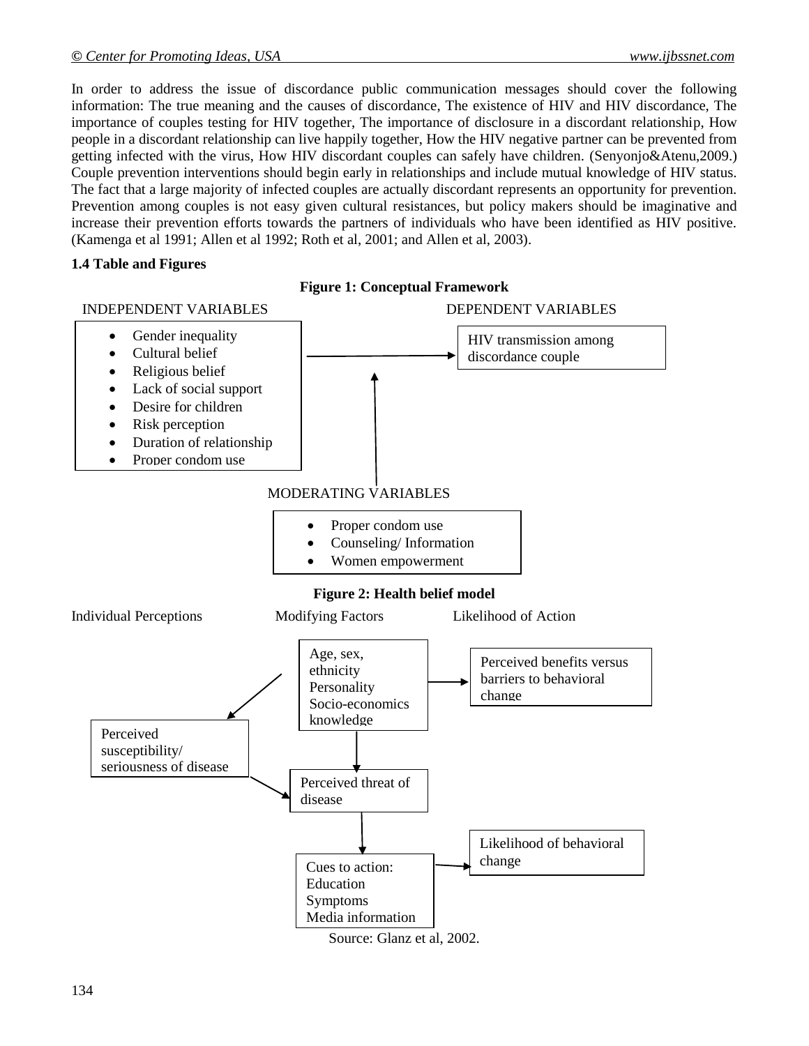In order to address the issue of discordance public communication messages should cover the following information: The true meaning and the causes of discordance, The existence of HIV and HIV discordance, The importance of couples testing for HIV together, The importance of disclosure in a discordant relationship, How people in a discordant relationship can live happily together, How the HIV negative partner can be prevented from getting infected with the virus, How HIV discordant couples can safely have children. (Senyonjo&Atenu,2009.) Couple prevention interventions should begin early in relationships and include mutual knowledge of HIV status. The fact that a large majority of infected couples are actually discordant represents an opportunity for prevention. Prevention among couples is not easy given cultural resistances, but policy makers should be imaginative and increase their prevention efforts towards the partners of individuals who have been identified as HIV positive. (Kamenga et al 1991; Allen et al 1992; Roth et al, 2001; and Allen et al, 2003).

**1.4 Table and Figures**

**Figure 1: Conceptual Framework**

INDEPENDENT VARIABLES

- Gender inequality
- Cultural belief
- Religious belief
- Lack of social support
- Desire for children
- Risk perception
- Duration of relationship
- Proper condom use

DEPENDENT VARIABLES

HIV transmission among discordance couple

MODERATING VARIABLES

- Proper condom use
- Counseling/ Information
- Women empowerment

**Figure 2: Health belief model**

Individual Perceptions | Modifying Factors | Likelihood of Action

Age, sex, ethnicity
Personality
Socio-economics
knowledge

Perceived benefits versus barriers to behavioral change

Perceived susceptibility/ seriousness of disease

Perceived threat of disease

Likelihood of behavioral change

Cues to action:
Education
Symptoms
Media information

Source: Glanz et al, 2002.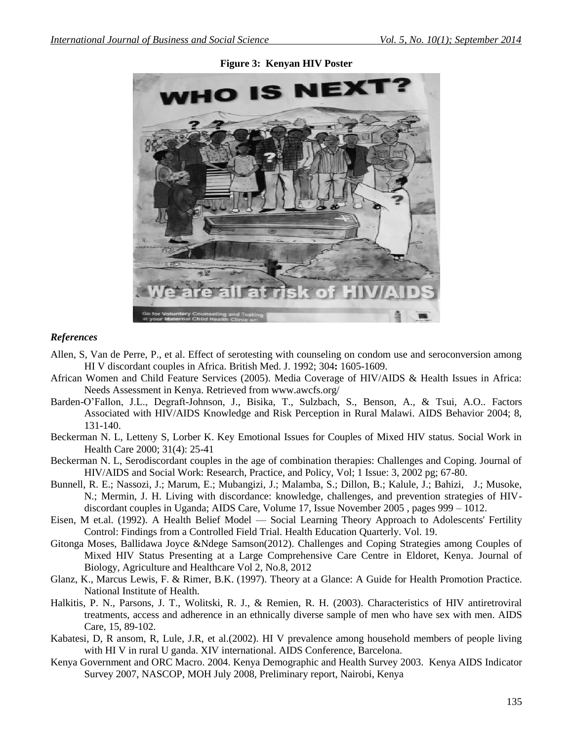**Figure 3: Kenyan HIV Poster**

### *References*

Allen, S, Van de Perre, P., et al. Effect of serotesting with counseling on condom use and seroconversion among HI V discordant couples in Africa. British Med. J. 1992; 304**:** 1605-1609.

African Women and Child Feature Services (2005). Media Coverage of HIV/AIDS & Health Issues in Africa: Needs Assessment in Kenya. Retrieved from www.awcfs.org/

Barden-O'Fallon, J.L., Degraft-Johnson, J., Bisika, T., Sulzbach, S., Benson, A., & Tsui, A.O.. Factors Associated with HIV/AIDS Knowledge and Risk Perception in Rural Malawi. AIDS Behavior 2004; 8, 131-140.

Beckerman N. L, Letteny S, Lorber K. Key Emotional Issues for Couples of Mixed HIV status. Social Work in Health Care 2000; 31(4): 25-41

Beckerman N. L, Serodiscordant couples in the age of combination therapies: Challenges and Coping. Journal of HIV/AIDS and Social Work: Research, Practice, and Policy, Vol; 1 Issue: 3, 2002 pg; 67-80.

Bunnell, R. E.; Nassozi, J.; Marum, E.; Mubangizi, J.; Malamba, S.; Dillon, B.; Kalule, J.; Bahizi, J.; Musoke, N.; Mermin, J. H. Living with discordance: knowledge, challenges, and prevention strategies of HIV-discordant couples in Uganda; AIDS Care, Volume 17, Issue November 2005 , pages 999 – 1012.

Eisen, M et.al. (1992). A Health Belief Model — Social Learning Theory Approach to Adolescents' Fertility Control: Findings from a Controlled Field Trial. Health Education Quarterly. Vol. 19.

Gitonga Moses, Ballidawa Joyce &Ndege Samson(2012). Challenges and Coping Strategies among Couples of Mixed HIV Status Presenting at a Large Comprehensive Care Centre in Eldoret, Kenya. Journal of Biology, Agriculture and Healthcare Vol 2, No.8, 2012

Glanz, K., Marcus Lewis, F. & Rimer, B.K. (1997). Theory at a Glance: A Guide for Health Promotion Practice. National Institute of Health.

Halkitis, P. N., Parsons, J. T., Wolitski, R. J., & Remien, R. H. (2003). Characteristics of HIV antiretroviral treatments, access and adherence in an ethnically diverse sample of men who have sex with men. AIDS Care, 15, 89-102.

Kabatesi, D, R ansom, R, Lule, J.R, et al.(2002). HI V prevalence among household members of people living with HI V in rural U ganda. XIV international. AIDS Conference, Barcelona.

Kenya Government and ORC Macro. 2004. Kenya Demographic and Health Survey 2003. Kenya AIDS Indicator Survey 2007, NASCOP, MOH July 2008, Preliminary report, Nairobi, Kenya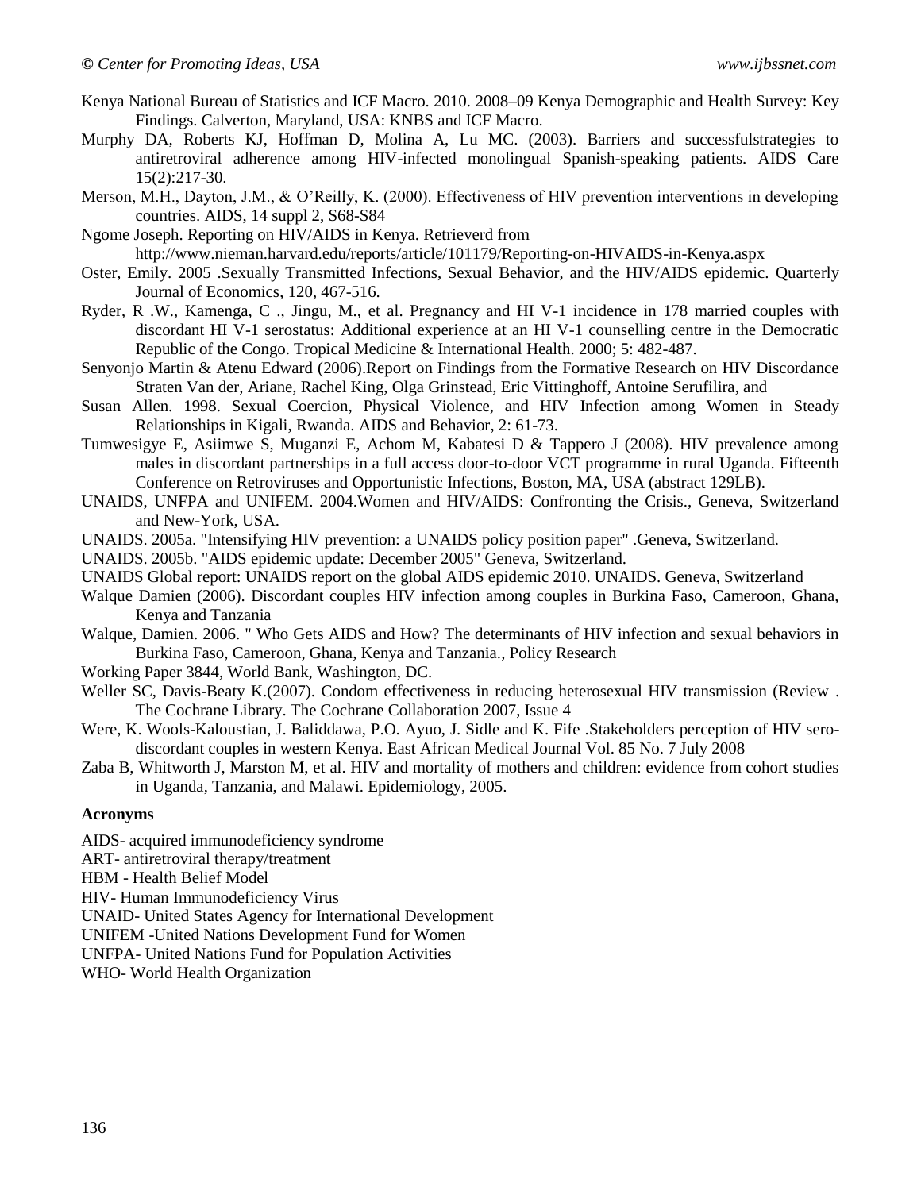Kenya National Bureau of Statistics and ICF Macro. 2010. 2008–09 Kenya Demographic and Health Survey: Key Findings. Calverton, Maryland, USA: KNBS and ICF Macro.

Murphy DA, Roberts KJ, Hoffman D, Molina A, Lu MC. (2003). Barriers and successfulstrategies to antiretroviral adherence among HIV-infected monolingual Spanish-speaking patients. AIDS Care 15(2):217-30.

Merson, M.H., Dayton, J.M., & O'Reilly, K. (2000). Effectiveness of HIV prevention interventions in developing countries. AIDS, 14 suppl 2, S68-S84

Ngome Joseph. Reporting on HIV/AIDS in Kenya. Retrieverd from http://www.nieman.harvard.edu/reports/article/101179/Reporting-on-HIVAIDS-in-Kenya.aspx

Oster, Emily. 2005 .Sexually Transmitted Infections, Sexual Behavior, and the HIV/AIDS epidemic. Quarterly Journal of Economics, 120, 467-516.

Ryder, R .W., Kamenga, C ., Jingu, M., et al. Pregnancy and HI V-1 incidence in 178 married couples with discordant HI V-1 serostatus: Additional experience at an HI V-1 counselling centre in the Democratic Republic of the Congo. Tropical Medicine & International Health. 2000; 5: 482-487.

Senyonjo Martin & Atenu Edward (2006).Report on Findings from the Formative Research on HIV Discordance Straten Van der, Ariane, Rachel King, Olga Grinstead, Eric Vittinghoff, Antoine Serufilira, and

Susan Allen. 1998. Sexual Coercion, Physical Violence, and HIV Infection among Women in Steady Relationships in Kigali, Rwanda. AIDS and Behavior, 2: 61-73.

Tumwesigye E, Asiimwe S, Muganzi E, Achom M, Kabatesi D & Tappero J (2008). HIV prevalence among males in discordant partnerships in a full access door-to-door VCT programme in rural Uganda. Fifteenth Conference on Retroviruses and Opportunistic Infections, Boston, MA, USA (abstract 129LB).

UNAIDS, UNFPA and UNIFEM. 2004.Women and HIV/AIDS: Confronting the Crisis., Geneva, Switzerland and New-York, USA.

UNAIDS. 2005a. "Intensifying HIV prevention: a UNAIDS policy position paper" .Geneva, Switzerland.

UNAIDS. 2005b. "AIDS epidemic update: December 2005" Geneva, Switzerland.

UNAIDS Global report: UNAIDS report on the global AIDS epidemic 2010. UNAIDS. Geneva, Switzerland

Walque Damien (2006). Discordant couples HIV infection among couples in Burkina Faso, Cameroon, Ghana, Kenya and Tanzania

Walque, Damien. 2006. " Who Gets AIDS and How? The determinants of HIV infection and sexual behaviors in Burkina Faso, Cameroon, Ghana, Kenya and Tanzania., Policy Research

Working Paper 3844, World Bank, Washington, DC.

Weller SC, Davis-Beaty K.(2007). Condom effectiveness in reducing heterosexual HIV transmission (Review . The Cochrane Library. The Cochrane Collaboration 2007, Issue 4

Were, K. Wools-Kaloustian, J. Baliddawa, P.O. Ayuo, J. Sidle and K. Fife .Stakeholders perception of HIV sero-discordant couples in western Kenya. East African Medical Journal Vol. 85 No. 7 July 2008

Zaba B, Whitworth J, Marston M, et al. HIV and mortality of mothers and children: evidence from cohort studies in Uganda, Tanzania, and Malawi. Epidemiology, 2005.

**Acronyms**

AIDS- acquired immunodeficiency syndrome

ART- antiretroviral therapy/treatment

HBM - Health Belief Model

HIV- Human Immunodeficiency Virus

UNAID- United States Agency for International Development

UNIFEM -United Nations Development Fund for Women

UNFPA- United Nations Fund for Population Activities

WHO- World Health Organization